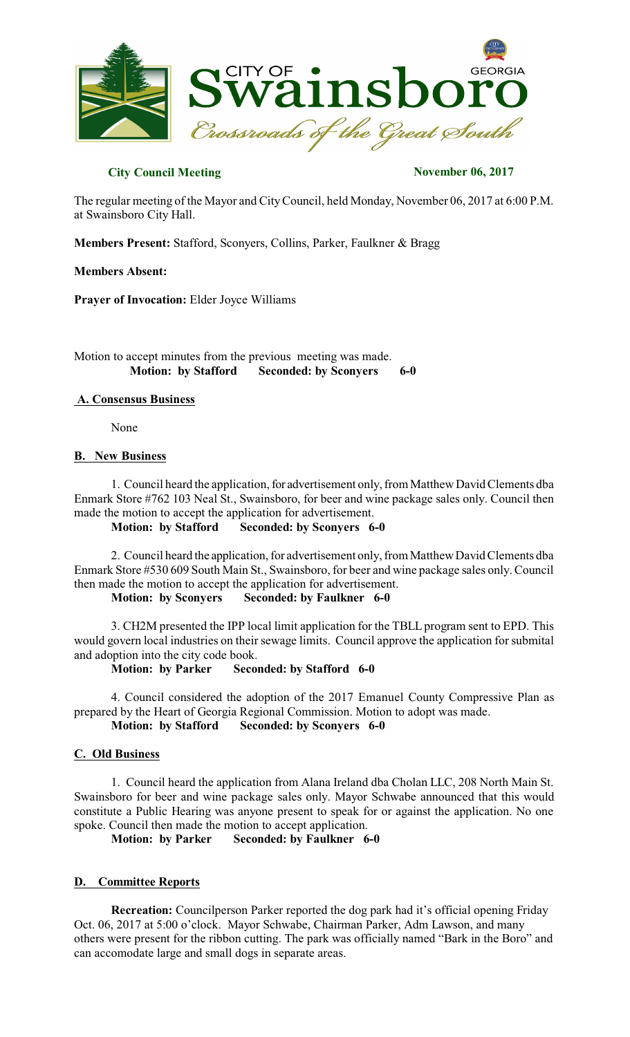**City Council Meeting** **November 06, 2017**

The regular meeting of the Mayor and City Council, held Monday, November 06, 2017 at 6:00 P.M. at Swainsboro City Hall.

**Members Present:** Stafford, Sconyers, Collins, Parker, Faulkner & Bragg

**Members Absent:**

**Prayer of Invocation:** Elder Joyce Williams

Motion to accept minutes from the previous meeting was made.
**Motion: by Stafford Seconded: by Sconyers 6-0**

## A. Consensus Business

None

## B. New Business

1. Council heard the application, for advertisement only, from Matthew David Clements dba Enmark Store #762 103 Neal St., Swainsboro, for beer and wine package sales only. Council then made the motion to accept the application for advertisement.
**Motion: by Stafford Seconded: by Sconyers 6-0**

2. Council heard the application, for advertisement only, from Matthew David Clements dba Enmark Store #530 609 South Main St., Swainsboro, for beer and wine package sales only. Council then made the motion to accept the application for advertisement.
**Motion: by Sconyers Seconded: by Faulkner 6-0**

3. CH2M presented the IPP local limit application for the TBLL program sent to EPD. This would govern local industries on their sewage limits. Council approve the application for submital and adoption into the city code book.
**Motion: by Parker Seconded: by Stafford 6-0**

4. Council considered the adoption of the 2017 Emanuel County Compressive Plan as prepared by the Heart of Georgia Regional Commission. Motion to adopt was made.
**Motion: by Stafford Seconded: by Sconyers 6-0**

## C. Old Business

1. Council heard the application from Alana Ireland dba Cholan LLC, 208 North Main St. Swainsboro for beer and wine package sales only. Mayor Schwabe announced that this would constitute a Public Hearing was anyone present to speak for or against the application. No one spoke. Council then made the motion to accept application.
**Motion: by Parker Seconded: by Faulkner 6-0**

## D. Committee Reports

**Recreation:** Councilperson Parker reported the dog park had it's official opening Friday Oct. 06, 2017 at 5:00 o'clock. Mayor Schwabe, Chairman Parker, Adm Lawson, and many others were present for the ribbon cutting. The park was officially named "Bark in the Boro" and can accomodate large and small dogs in separate areas.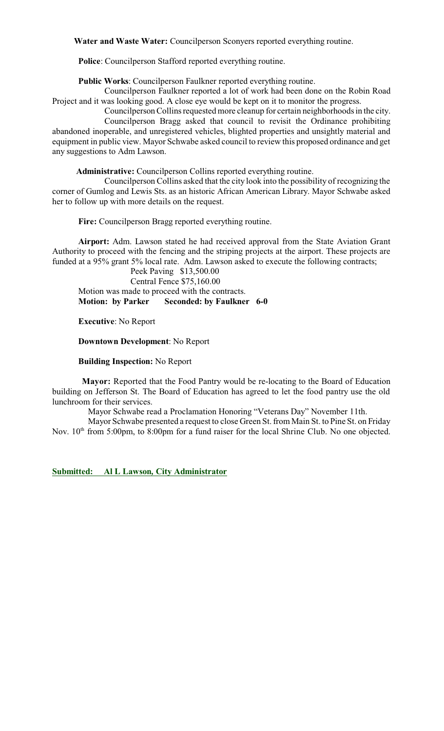**Water and Waste Water:** Councilperson Sconyers reported everything routine.

**Police**: Councilperson Stafford reported everything routine.

**Public Works**: Councilperson Faulkner reported everything routine.

Councilperson Faulkner reported a lot of work had been done on the Robin Road Project and it was looking good. A close eye would be kept on it to monitor the progress.

Councilperson Collins requested more cleanup for certain neighborhoods in the city.

Councilperson Bragg asked that council to revisit the Ordinance prohibiting abandoned inoperable, and unregistered vehicles, blighted properties and unsightly material and equipment in public view. Mayor Schwabe asked council to review this proposed ordinance and get any suggestions to Adm Lawson.

**Administrative:** Councilperson Collins reported everything routine.

Councilperson Collins asked that the city look into the possibility of recognizing the corner of Gumlog and Lewis Sts. as an historic African American Library. Mayor Schwabe asked her to follow up with more details on the request.

**Fire:** Councilperson Bragg reported everything routine.

**Airport:** Adm. Lawson stated he had received approval from the State Aviation Grant Authority to proceed with the fencing and the striping projects at the airport. These projects are funded at a 95% grant 5% local rate. Adm. Lawson asked to execute the following contracts;

Peek Paving $13,500.00
Central Fence $75,160.00

Motion was made to proceed with the contracts.
**Motion: by Parker Seconded: by Faulkner 6-0**

**Executive**: No Report

**Downtown Development**: No Report

**Building Inspection:** No Report

**Mayor:** Reported that the Food Pantry would be re-locating to the Board of Education building on Jefferson St. The Board of Education has agreed to let the food pantry use the old lunchroom for their services.

Mayor Schwabe read a Proclamation Honoring "Veterans Day" November 11th.

Mayor Schwabe presented a request to close Green St. from Main St. to Pine St. on Friday Nov. 10th from 5:00pm, to 8:00pm for a fund raiser for the local Shrine Club. No one objected.

**Submitted: Al L Lawson, City Administrator**